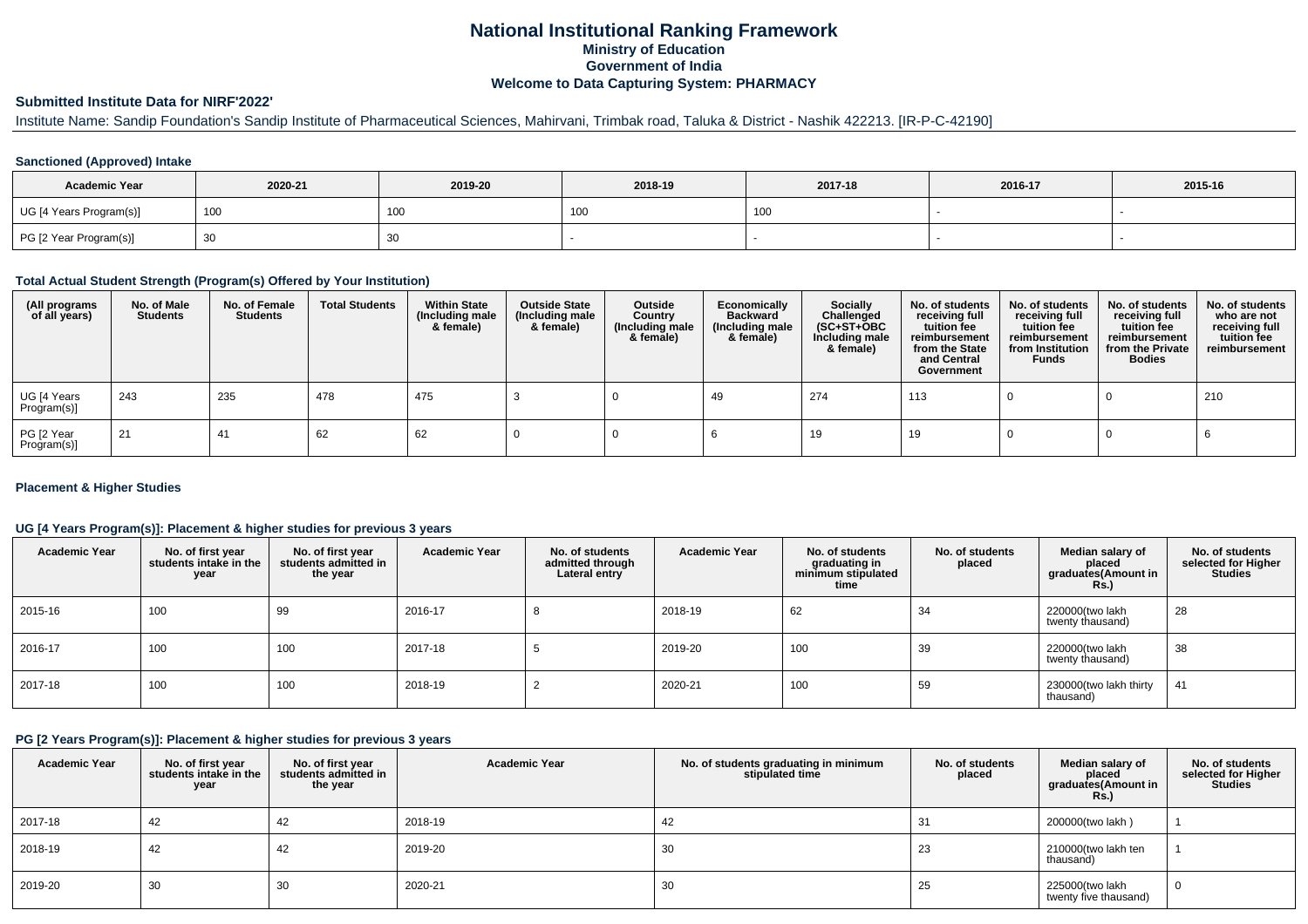# National Institutional Ranking Framework

## Ministry of Education

## Government of India

## Welcome to Data Capturing System: PHARMACY

### Submitted Institute Data for NIRF'2022'

Institute Name: Sandip Foundation's Sandip Institute of Pharmaceutical Sciences, Mahirvani, Trimbak road, Taluka & District - Nashik 422213. [IR-P-C-42190]

#### Sanctioned (Approved) Intake

| Academic Year | 2020-21 | 2019-20 | 2018-19 | 2017-18 | 2016-17 | 2015-16 |
|---|---|---|---|---|---|---|
| UG [4 Years Program(s)] | 100 | 100 | 100 | 100 | - | - |
| PG [2 Year Program(s)] | 30 | 30 | - | - | - | - |

#### Total Actual Student Strength (Program(s) Offered by Your Institution)

| (All programs of all years) | No. of Male Students | No. of Female Students | Total Students | Within State (Including male & female) | Outside State (Including male & female) | Outside Country (Including male & female) | Economically Backward (Including male & female) | Socially Challenged (SC+ST+OBC Including male & female) | No. of students receiving full tuition fee reimbursement from the State and Central Government | No. of students receiving full tuition fee reimbursement from Institution Funds | No. of students receiving full tuition fee reimbursement from the Private Bodies | No. of students who are not receiving full tuition fee reimbursement |
|---|---|---|---|---|---|---|---|---|---|---|---|---|
| UG [4 Years Program(s)] | 243 | 235 | 478 | 475 | 3 | 0 | 49 | 274 | 113 | 0 | 0 | 210 |
| PG [2 Year Program(s)] | 21 | 41 | 62 | 62 | 0 | 0 | 6 | 19 | 19 | 0 | 0 | 6 |

#### Placement & Higher Studies

#### UG [4 Years Program(s)]: Placement & higher studies for previous 3 years

| Academic Year | No. of first year students intake in the year | No. of first year students admitted in the year | Academic Year | No. of students admitted through Lateral entry | Academic Year | No. of students graduating in minimum stipulated time | No. of students placed | Median salary of placed graduates(Amount in Rs.) | No. of students selected for Higher Studies |
|---|---|---|---|---|---|---|---|---|---|
| 2015-16 | 100 | 99 | 2016-17 | 8 | 2018-19 | 62 | 34 | 220000(two lakh twenty thausand) | 28 |
| 2016-17 | 100 | 100 | 2017-18 | 5 | 2019-20 | 100 | 39 | 220000(two lakh twenty thausand) | 38 |
| 2017-18 | 100 | 100 | 2018-19 | 2 | 2020-21 | 100 | 59 | 230000(two lakh thirty thausand) | 41 |

#### PG [2 Years Program(s)]: Placement & higher studies for previous 3 years

| Academic Year | No. of first year students intake in the year | No. of first year students admitted in the year | Academic Year | No. of students graduating in minimum stipulated time | No. of students placed | Median salary of placed graduates(Amount in Rs.) | No. of students selected for Higher Studies |
|---|---|---|---|---|---|---|---|
| 2017-18 | 42 | 42 | 2018-19 | 42 | 31 | 200000(two lakh ) | 1 |
| 2018-19 | 42 | 42 | 2019-20 | 30 | 23 | 210000(two lakh ten thausand) | 1 |
| 2019-20 | 30 | 30 | 2020-21 | 30 | 25 | 225000(two lakh twenty five thausand) | 0 |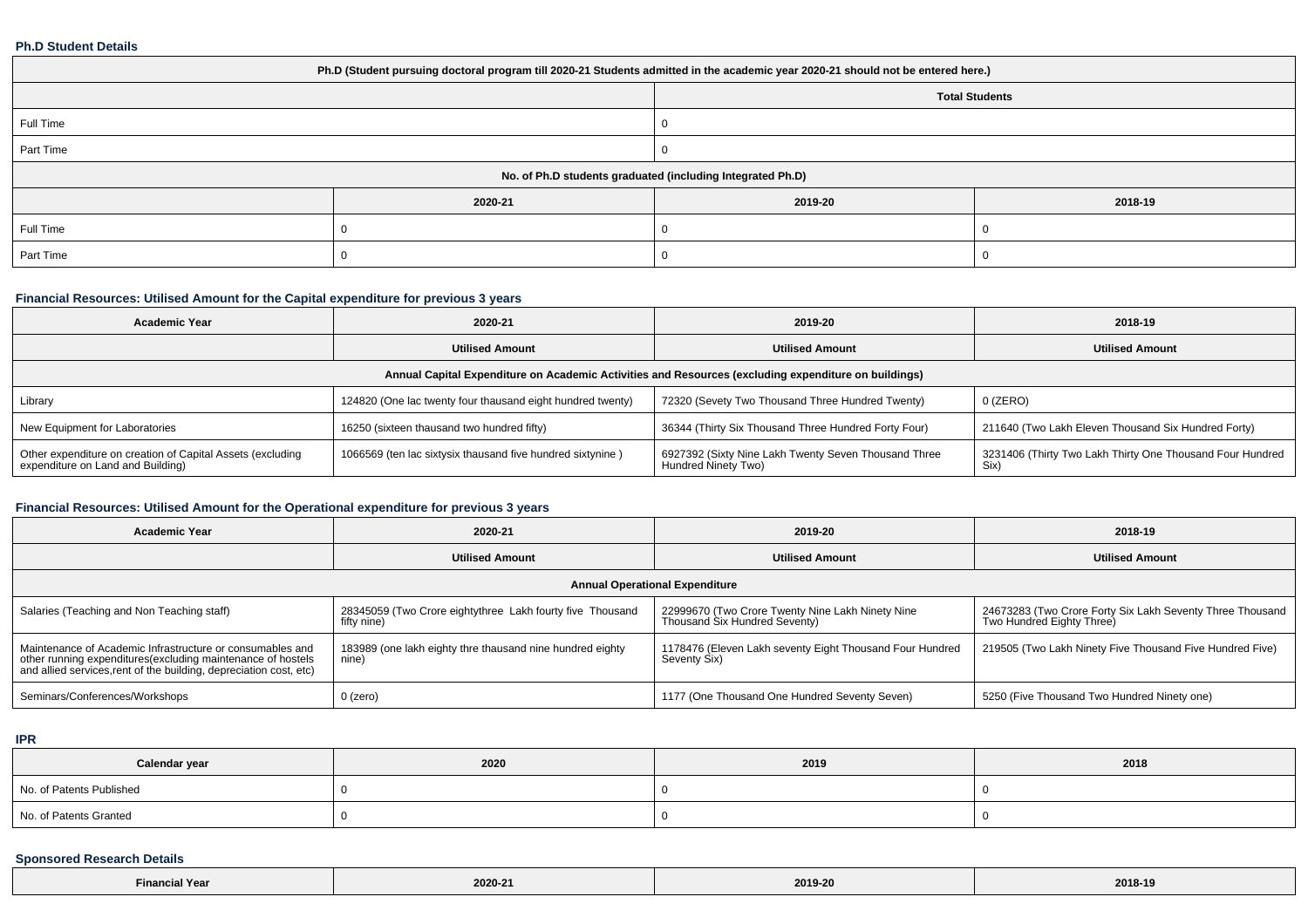**Ph.D Student Details**

| Ph.D (Student pursuing doctoral program till 2020-21 Students admitted in the academic year 2020-21 should not be entered here.) | | | |
|---|---|---|---|
| | | Total Students | |
| Full Time | | 0 | |
| Part Time | | 0 | |
| No. of Ph.D students graduated (including Integrated Ph.D) | | | |
| | 2020-21 | 2019-20 | 2018-19 |
| Full Time | 0 | 0 | 0 |
| Part Time | 0 | 0 | 0 |

**Financial Resources: Utilised Amount for the Capital expenditure for previous 3 years**

| Academic Year | 2020-21 | 2019-20 | 2018-19 |
|---|---|---|---|
| | Utilised Amount | Utilised Amount | Utilised Amount |
| Annual Capital Expenditure on Academic Activities and Resources (excluding expenditure on buildings) | | | |
| Library | 124820 (One lac twenty four thausand eight hundred twenty) | 72320 (Sevety Two Thousand Three Hundred Twenty) | 0 (ZERO) |
| New Equipment for Laboratories | 16250 (sixteen thausand two hundred fifty) | 36344 (Thirty Six Thousand Three Hundred Forty Four) | 211640 (Two Lakh Eleven Thousand Six Hundred Forty) |
| Other expenditure on creation of Capital Assets (excluding expenditure on Land and Building) | 1066569 (ten lac sixtysix thausand five hundred sixtynine ) | 6927392 (Sixty Nine Lakh Twenty Seven Thousand Three Hundred Ninety Two) | 3231406 (Thirty Two Lakh Thirty One Thousand Four Hundred Six) |

**Financial Resources: Utilised Amount for the Operational expenditure for previous 3 years**

| Academic Year | 2020-21 | 2019-20 | 2018-19 |
|---|---|---|---|
| | Utilised Amount | Utilised Amount | Utilised Amount |
| Annual Operational Expenditure | | | |
| Salaries (Teaching and Non Teaching staff) | 28345059 (Two Crore eightythree Lakh fourty five Thousand fifty nine) | 22999670 (Two Crore Twenty Nine Lakh Ninety Nine Thousand Six Hundred Seventy) | 24673283 (Two Crore Forty Six Lakh Seventy Three Thousand Two Hundred Eighty Three) |
| Maintenance of Academic Infrastructure or consumables and other running expenditures(excluding maintenance of hostels and allied services,rent of the building, depreciation cost, etc) | 183989 (one lakh eighty thre thausand nine hundred eighty nine) | 1178476 (Eleven Lakh seventy Eight Thousand Four Hundred Seventy Six) | 219505 (Two Lakh Ninety Five Thousand Five Hundred Five) |
| Seminars/Conferences/Workshops | 0 (zero) | 1177 (One Thousand One Hundred Seventy Seven) | 5250 (Five Thousand Two Hundred Ninety one) |

**IPR**

| Calendar year | 2020 | 2019 | 2018 |
|---|---|---|---|
| No. of Patents Published | 0 | 0 | 0 |
| No. of Patents Granted | 0 | 0 | 0 |

**Sponsored Research Details**

| Financial Year | 2020-21 | 2019-20 | 2018-19 |
|---|---|---|---|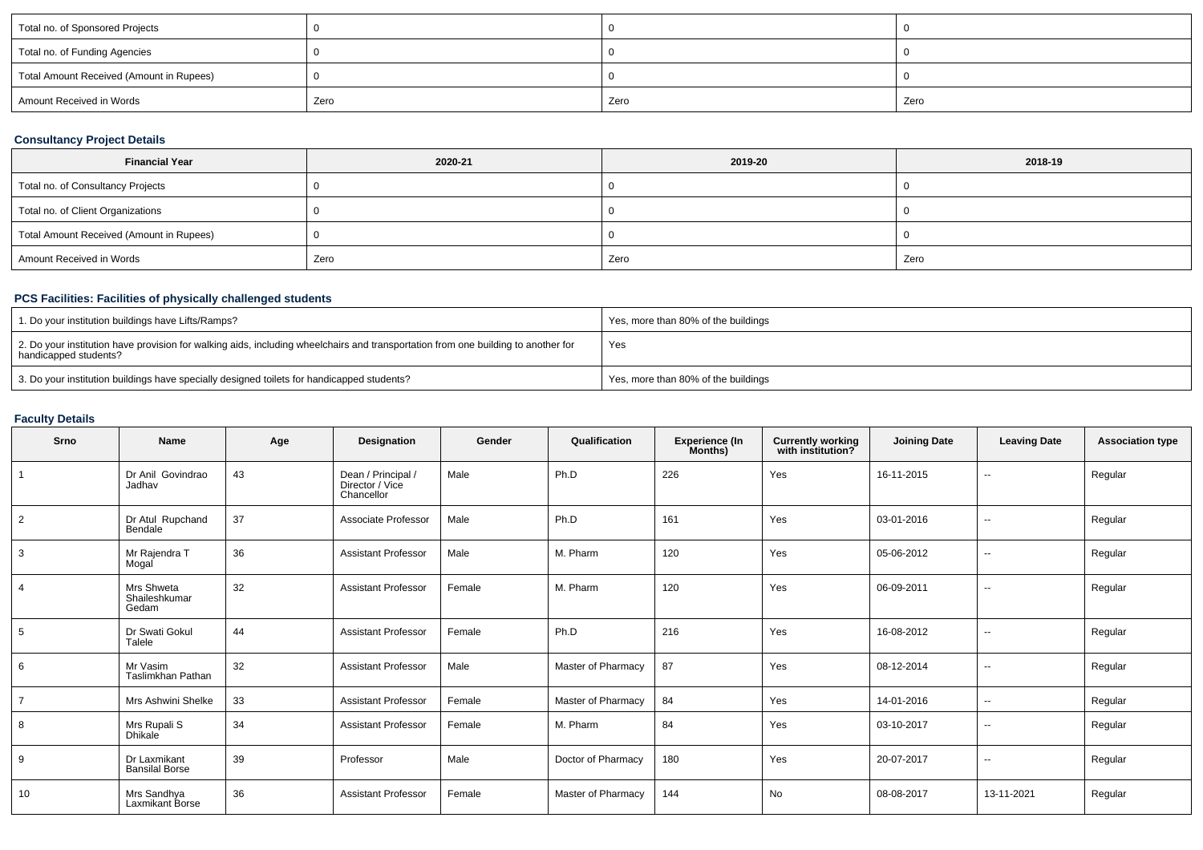| Total no. of Sponsored Projects | 0 | 0 | 0 |
|---|---|---|---|
| Total no. of Funding Agencies | 0 | 0 | 0 |
| Total Amount Received (Amount in Rupees) | 0 | 0 | 0 |
| Amount Received in Words | Zero | Zero | Zero |

### Consultancy Project Details

| Financial Year | 2020-21 | 2019-20 | 2018-19 |
|---|---|---|---|
| Total no. of Consultancy Projects | 0 | 0 | 0 |
| Total no. of Client Organizations | 0 | 0 | 0 |
| Total Amount Received (Amount in Rupees) | 0 | 0 | 0 |
| Amount Received in Words | Zero | Zero | Zero |

### PCS Facilities: Facilities of physically challenged students

| | |
|---|---|
| 1. Do your institution buildings have Lifts/Ramps? | Yes, more than 80% of the buildings |
| 2. Do your institution have provision for walking aids, including wheelchairs and transportation from one building to another for handicapped students? | Yes |
| 3. Do your institution buildings have specially designed toilets for handicapped students? | Yes, more than 80% of the buildings |

### Faculty Details

| Srno | Name | Age | Designation | Gender | Qualification | Experience (In Months) | Currently working with institution? | Joining Date | Leaving Date | Association type |
|---|---|---|---|---|---|---|---|---|---|---|
| 1 | Dr Anil Govindrao Jadhav | 43 | Dean / Principal / Director / Vice Chancellor | Male | Ph.D | 226 | Yes | 16-11-2015 | -- | Regular |
| 2 | Dr Atul Rupchand Bendale | 37 | Associate Professor | Male | Ph.D | 161 | Yes | 03-01-2016 | -- | Regular |
| 3 | Mr Rajendra T Mogal | 36 | Assistant Professor | Male | M. Pharm | 120 | Yes | 05-06-2012 | -- | Regular |
| 4 | Mrs Shweta Shaileshkumar Gedam | 32 | Assistant Professor | Female | M. Pharm | 120 | Yes | 06-09-2011 | -- | Regular |
| 5 | Dr Swati Gokul Talele | 44 | Assistant Professor | Female | Ph.D | 216 | Yes | 16-08-2012 | -- | Regular |
| 6 | Mr Vasim Taslimkhan Pathan | 32 | Assistant Professor | Male | Master of Pharmacy | 87 | Yes | 08-12-2014 | -- | Regular |
| 7 | Mrs Ashwini Shelke | 33 | Assistant Professor | Female | Master of Pharmacy | 84 | Yes | 14-01-2016 | -- | Regular |
| 8 | Mrs Rupali S Dhikale | 34 | Assistant Professor | Female | M. Pharm | 84 | Yes | 03-10-2017 | -- | Regular |
| 9 | Dr Laxmikant Bansilal Borse | 39 | Professor | Male | Doctor of Pharmacy | 180 | Yes | 20-07-2017 | -- | Regular |
| 10 | Mrs Sandhya Laxmikant Borse | 36 | Assistant Professor | Female | Master of Pharmacy | 144 | No | 08-08-2017 | 13-11-2021 | Regular |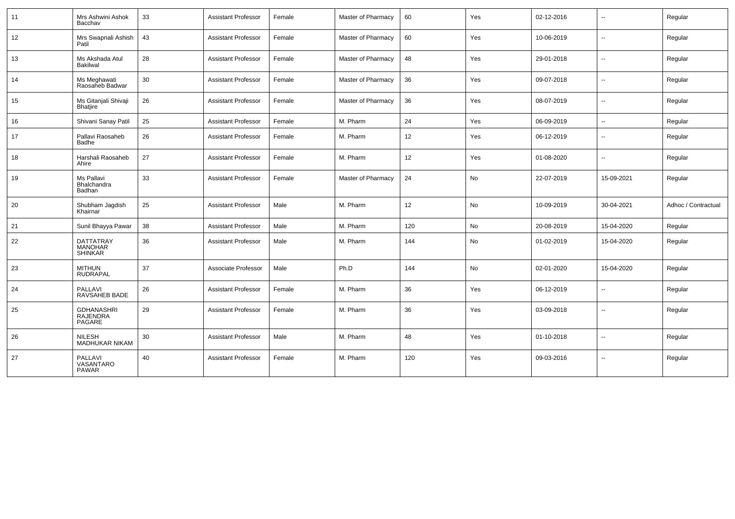| | | | | | | | | | | |
|---|---|---|---|---|---|---|---|---|---|---|
| 11 | Mrs Ashwini Ashok Bacchav | 33 | Assistant Professor | Female | Master of Pharmacy | 60 | Yes | 02-12-2016 | -- | Regular |
| 12 | Mrs Swapnali Ashish Patil | 43 | Assistant Professor | Female | Master of Pharmacy | 60 | Yes | 10-06-2019 | -- | Regular |
| 13 | Ms Akshada Atul Bakilwal | 28 | Assistant Professor | Female | Master of Pharmacy | 48 | Yes | 29-01-2018 | -- | Regular |
| 14 | Ms Meghawati Raosaheb Badwar | 30 | Assistant Professor | Female | Master of Pharmacy | 36 | Yes | 09-07-2018 | -- | Regular |
| 15 | Ms Gitanjali Shivaji Bhatjire | 26 | Assistant Professor | Female | Master of Pharmacy | 36 | Yes | 08-07-2019 | -- | Regular |
| 16 | Shivani Sanay Patil | 25 | Assistant Professor | Female | M. Pharm | 24 | Yes | 06-09-2019 | -- | Regular |
| 17 | Pallavi Raosaheb Badhe | 26 | Assistant Professor | Female | M. Pharm | 12 | Yes | 06-12-2019 | -- | Regular |
| 18 | Harshali Raosaheb Ahire | 27 | Assistant Professor | Female | M. Pharm | 12 | Yes | 01-08-2020 | -- | Regular |
| 19 | Ms Pallavi Bhalchandra Badhan | 33 | Assistant Professor | Female | Master of Pharmacy | 24 | No | 22-07-2019 | 15-09-2021 | Regular |
| 20 | Shubham Jagdish Khairnar | 25 | Assistant Professor | Male | M. Pharm | 12 | No | 10-09-2019 | 30-04-2021 | Adhoc / Contractual |
| 21 | Sunil Bhayya Pawar | 38 | Assistant Professor | Male | M. Pharm | 120 | No | 20-08-2019 | 15-04-2020 | Regular |
| 22 | DATTATRAY MANOHAR SHINKAR | 36 | Assistant Professor | Male | M. Pharm | 144 | No | 01-02-2019 | 15-04-2020 | Regular |
| 23 | MITHUN RUDRAPAL | 37 | Associate Professor | Male | Ph.D | 144 | No | 02-01-2020 | 15-04-2020 | Regular |
| 24 | PALLAVI RAVSAHEB BADE | 26 | Assistant Professor | Female | M. Pharm | 36 | Yes | 06-12-2019 | -- | Regular |
| 25 | GDHANASHRI RAJENDRA PAGARE | 29 | Assistant Professor | Female | M. Pharm | 36 | Yes | 03-09-2018 | -- | Regular |
| 26 | NILESH MADHUKAR NIKAM | 30 | Assistant Professor | Male | M. Pharm | 48 | Yes | 01-10-2018 | -- | Regular |
| 27 | PALLAVI VASANTARO PAWAR | 40 | Assistant Professor | Female | M. Pharm | 120 | Yes | 09-03-2016 | -- | Regular |